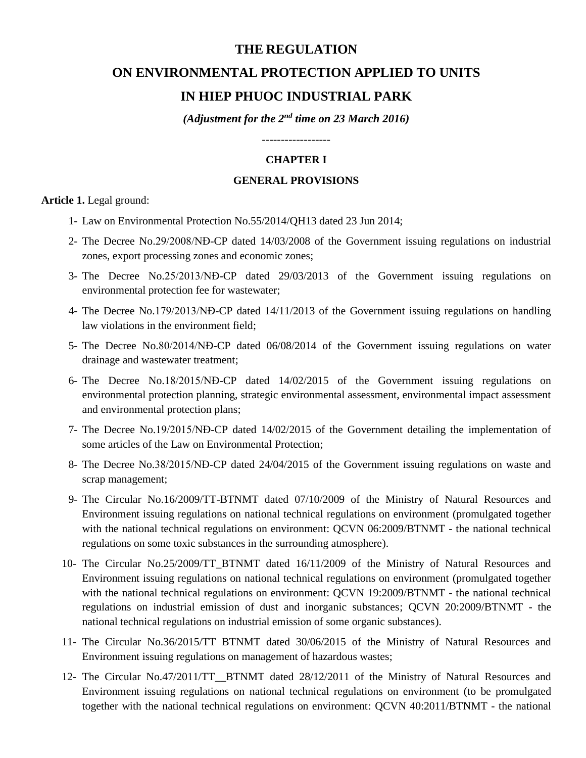# THE REGULATION

# ON ENVIRONMENTAL PROTECTION APPLIED TO UNITS

# IN HIEP PHUOC INDUSTRIAL PARK

***(Adjustment for the 2nd time on 23 March 2016)***

------------------

## CHAPTER I

## GENERAL PROVISIONS

**Article 1.** Legal ground:

1- Law on Environmental Protection No.55/2014/QH13 dated 23 Jun 2014;

2- The Decree No.29/2008/NĐ-CP dated 14/03/2008 of the Government issuing regulations on industrial zones, export processing zones and economic zones;

3- The Decree No.25/2013/NĐ-CP dated 29/03/2013 of the Government issuing regulations on environmental protection fee for wastewater;

4- The Decree No.179/2013/NĐ-CP dated 14/11/2013 of the Government issuing regulations on handling law violations in the environment field;

5- The Decree No.80/2014/NĐ-CP dated 06/08/2014 of the Government issuing regulations on water drainage and wastewater treatment;

6- The Decree No.18/2015/NĐ-CP dated 14/02/2015 of the Government issuing regulations on environmental protection planning, strategic environmental assessment, environmental impact assessment and environmental protection plans;

7- The Decree No.19/2015/NĐ-CP dated 14/02/2015 of the Government detailing the implementation of some articles of the Law on Environmental Protection;

8- The Decree No.38/2015/NĐ-CP dated 24/04/2015 of the Government issuing regulations on waste and scrap management;

9- The Circular No.16/2009/TT-BTNMT dated 07/10/2009 of the Ministry of Natural Resources and Environment issuing regulations on national technical regulations on environment (promulgated together with the national technical regulations on environment: QCVN 06:2009/BTNMT - the national technical regulations on some toxic substances in the surrounding atmosphere).

10- The Circular No.25/2009/TT_BTNMT dated 16/11/2009 of the Ministry of Natural Resources and Environment issuing regulations on national technical regulations on environment (promulgated together with the national technical regulations on environment: QCVN 19:2009/BTNMT - the national technical regulations on industrial emission of dust and inorganic substances; QCVN 20:2009/BTNMT - the national technical regulations on industrial emission of some organic substances).

11- The Circular No.36/2015/TT BTNMT dated 30/06/2015 of the Ministry of Natural Resources and Environment issuing regulations on management of hazardous wastes;

12- The Circular No.47/2011/TT__BTNMT dated 28/12/2011 of the Ministry of Natural Resources and Environment issuing regulations on national technical regulations on environment (to be promulgated together with the national technical regulations on environment: QCVN 40:2011/BTNMT - the national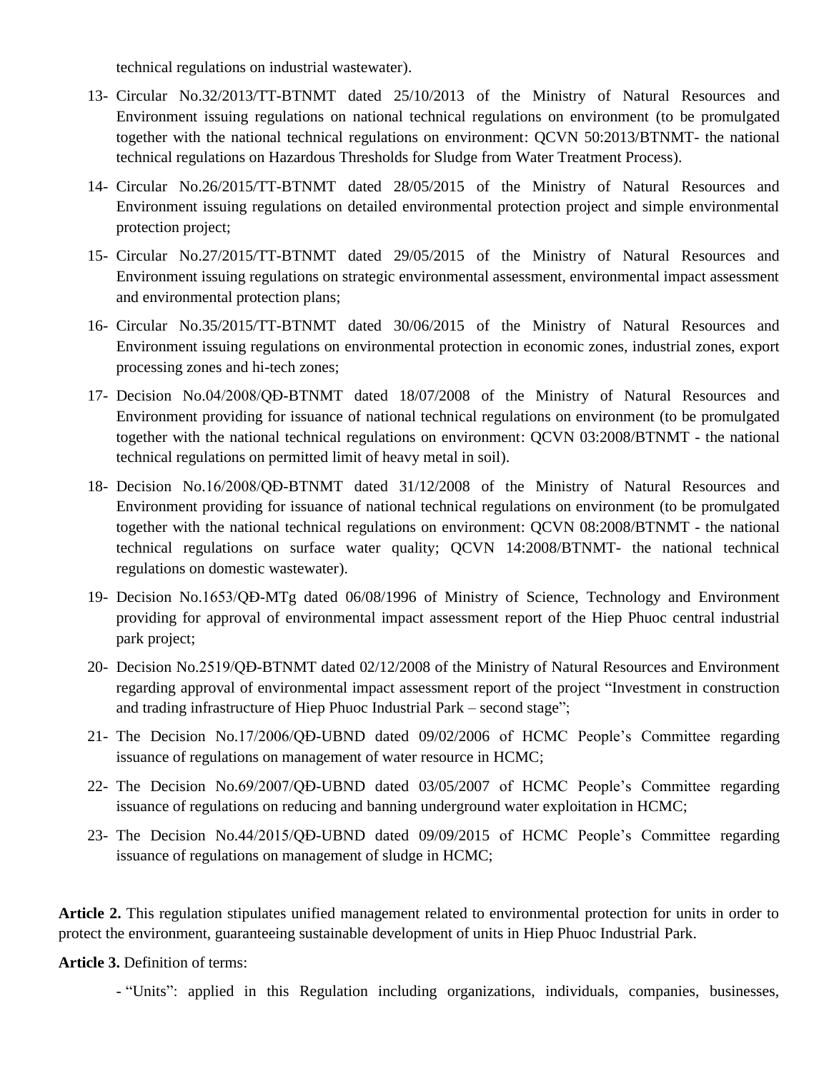technical regulations on industrial wastewater).

13- Circular No.32/2013/TT-BTNMT dated 25/10/2013 of the Ministry of Natural Resources and Environment issuing regulations on national technical regulations on environment (to be promulgated together with the national technical regulations on environment: QCVN 50:2013/BTNMT- the national technical regulations on Hazardous Thresholds for Sludge from Water Treatment Process).

14- Circular No.26/2015/TT-BTNMT dated 28/05/2015 of the Ministry of Natural Resources and Environment issuing regulations on detailed environmental protection project and simple environmental protection project;

15- Circular No.27/2015/TT-BTNMT dated 29/05/2015 of the Ministry of Natural Resources and Environment issuing regulations on strategic environmental assessment, environmental impact assessment and environmental protection plans;

16- Circular No.35/2015/TT-BTNMT dated 30/06/2015 of the Ministry of Natural Resources and Environment issuing regulations on environmental protection in economic zones, industrial zones, export processing zones and hi-tech zones;

17- Decision No.04/2008/QĐ-BTNMT dated 18/07/2008 of the Ministry of Natural Resources and Environment providing for issuance of national technical regulations on environment (to be promulgated together with the national technical regulations on environment: QCVN 03:2008/BTNMT - the national technical regulations on permitted limit of heavy metal in soil).

18- Decision No.16/2008/QĐ-BTNMT dated 31/12/2008 of the Ministry of Natural Resources and Environment providing for issuance of national technical regulations on environment (to be promulgated together with the national technical regulations on environment: QCVN 08:2008/BTNMT - the national technical regulations on surface water quality; QCVN 14:2008/BTNMT- the national technical regulations on domestic wastewater).

19- Decision No.1653/QĐ-MTg dated 06/08/1996 of Ministry of Science, Technology and Environment providing for approval of environmental impact assessment report of the Hiep Phuoc central industrial park project;

20- Decision No.2519/QĐ-BTNMT dated 02/12/2008 of the Ministry of Natural Resources and Environment regarding approval of environmental impact assessment report of the project "Investment in construction and trading infrastructure of Hiep Phuoc Industrial Park – second stage";

21- The Decision No.17/2006/QĐ-UBND dated 09/02/2006 of HCMC People's Committee regarding issuance of regulations on management of water resource in HCMC;

22- The Decision No.69/2007/QĐ-UBND dated 03/05/2007 of HCMC People's Committee regarding issuance of regulations on reducing and banning underground water exploitation in HCMC;

23- The Decision No.44/2015/QĐ-UBND dated 09/09/2015 of HCMC People's Committee regarding issuance of regulations on management of sludge in HCMC;

**Article 2.** This regulation stipulates unified management related to environmental protection for units in order to protect the environment, guaranteeing sustainable development of units in Hiep Phuoc Industrial Park.

**Article 3.** Definition of terms:

- "Units": applied in this Regulation including organizations, individuals, companies, businesses,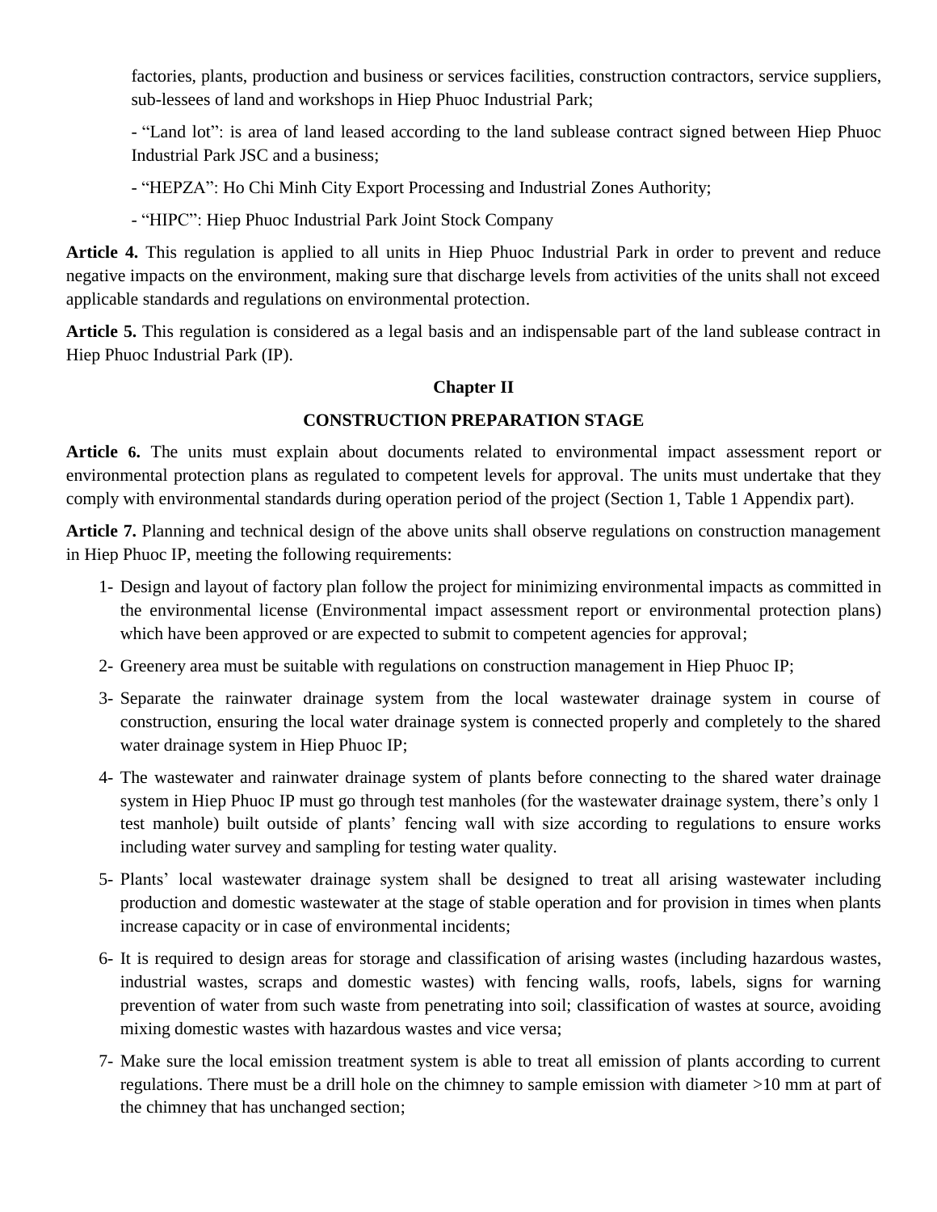factories, plants, production and business or services facilities, construction contractors, service suppliers, sub-lessees of land and workshops in Hiep Phuoc Industrial Park;

- "Land lot": is area of land leased according to the land sublease contract signed between Hiep Phuoc Industrial Park JSC and a business;

- "HEPZA": Ho Chi Minh City Export Processing and Industrial Zones Authority;

- "HIPC": Hiep Phuoc Industrial Park Joint Stock Company

**Article 4.** This regulation is applied to all units in Hiep Phuoc Industrial Park in order to prevent and reduce negative impacts on the environment, making sure that discharge levels from activities of the units shall not exceed applicable standards and regulations on environmental protection.

**Article 5.** This regulation is considered as a legal basis and an indispensable part of the land sublease contract in Hiep Phuoc Industrial Park (IP).

## Chapter II

## CONSTRUCTION PREPARATION STAGE

**Article 6.** The units must explain about documents related to environmental impact assessment report or environmental protection plans as regulated to competent levels for approval. The units must undertake that they comply with environmental standards during operation period of the project (Section 1, Table 1 Appendix part).

**Article 7.** Planning and technical design of the above units shall observe regulations on construction management in Hiep Phuoc IP, meeting the following requirements:

1- Design and layout of factory plan follow the project for minimizing environmental impacts as committed in the environmental license (Environmental impact assessment report or environmental protection plans) which have been approved or are expected to submit to competent agencies for approval;

2- Greenery area must be suitable with regulations on construction management in Hiep Phuoc IP;

3- Separate the rainwater drainage system from the local wastewater drainage system in course of construction, ensuring the local water drainage system is connected properly and completely to the shared water drainage system in Hiep Phuoc IP;

4- The wastewater and rainwater drainage system of plants before connecting to the shared water drainage system in Hiep Phuoc IP must go through test manholes (for the wastewater drainage system, there's only 1 test manhole) built outside of plants' fencing wall with size according to regulations to ensure works including water survey and sampling for testing water quality.

5- Plants' local wastewater drainage system shall be designed to treat all arising wastewater including production and domestic wastewater at the stage of stable operation and for provision in times when plants increase capacity or in case of environmental incidents;

6- It is required to design areas for storage and classification of arising wastes (including hazardous wastes, industrial wastes, scraps and domestic wastes) with fencing walls, roofs, labels, signs for warning prevention of water from such waste from penetrating into soil; classification of wastes at source, avoiding mixing domestic wastes with hazardous wastes and vice versa;

7- Make sure the local emission treatment system is able to treat all emission of plants according to current regulations. There must be a drill hole on the chimney to sample emission with diameter >10 mm at part of the chimney that has unchanged section;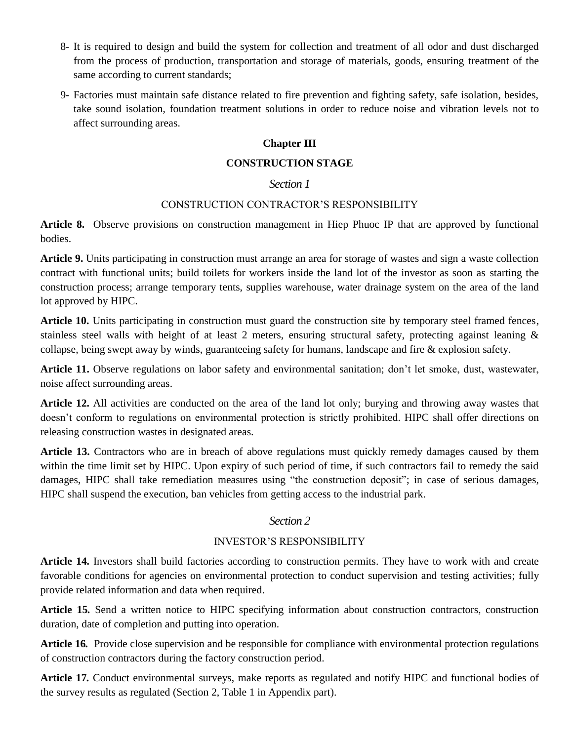8- It is required to design and build the system for collection and treatment of all odor and dust discharged from the process of production, transportation and storage of materials, goods, ensuring treatment of the same according to current standards;

9- Factories must maintain safe distance related to fire prevention and fighting safety, safe isolation, besides, take sound isolation, foundation treatment solutions in order to reduce noise and vibration levels not to affect surrounding areas.

## Chapter III

## CONSTRUCTION STAGE

### *Section 1*

### CONSTRUCTION CONTRACTOR'S RESPONSIBILITY

**Article 8.** Observe provisions on construction management in Hiep Phuoc IP that are approved by functional bodies.

**Article 9.** Units participating in construction must arrange an area for storage of wastes and sign a waste collection contract with functional units; build toilets for workers inside the land lot of the investor as soon as starting the construction process; arrange temporary tents, supplies warehouse, water drainage system on the area of the land lot approved by HIPC.

**Article 10.** Units participating in construction must guard the construction site by temporary steel framed fences, stainless steel walls with height of at least 2 meters, ensuring structural safety, protecting against leaning & collapse, being swept away by winds, guaranteeing safety for humans, landscape and fire & explosion safety.

**Article 11.** Observe regulations on labor safety and environmental sanitation; don't let smoke, dust, wastewater, noise affect surrounding areas.

**Article 12.** All activities are conducted on the area of the land lot only; burying and throwing away wastes that doesn't conform to regulations on environmental protection is strictly prohibited. HIPC shall offer directions on releasing construction wastes in designated areas.

**Article 13.** Contractors who are in breach of above regulations must quickly remedy damages caused by them within the time limit set by HIPC. Upon expiry of such period of time, if such contractors fail to remedy the said damages, HIPC shall take remediation measures using "the construction deposit"; in case of serious damages, HIPC shall suspend the execution, ban vehicles from getting access to the industrial park.

### *Section 2*

### INVESTOR'S RESPONSIBILITY

**Article 14.** Investors shall build factories according to construction permits. They have to work with and create favorable conditions for agencies on environmental protection to conduct supervision and testing activities; fully provide related information and data when required.

**Article 15.** Send a written notice to HIPC specifying information about construction contractors, construction duration, date of completion and putting into operation.

**Article 16.** Provide close supervision and be responsible for compliance with environmental protection regulations of construction contractors during the factory construction period.

**Article 17.** Conduct environmental surveys, make reports as regulated and notify HIPC and functional bodies of the survey results as regulated (Section 2, Table 1 in Appendix part).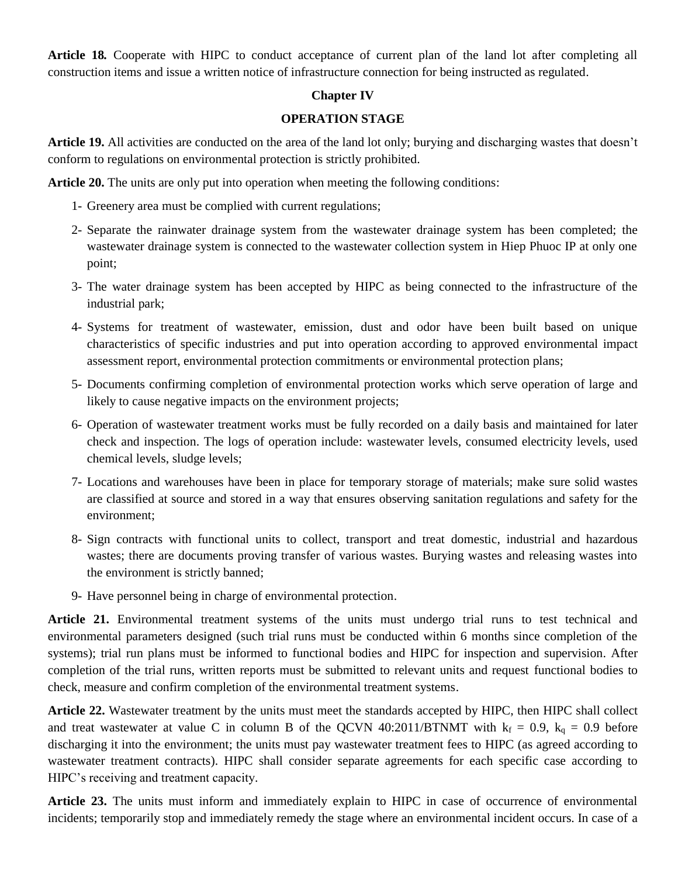**Article 18.** Cooperate with HIPC to conduct acceptance of current plan of the land lot after completing all construction items and issue a written notice of infrastructure connection for being instructed as regulated.

## Chapter IV

## OPERATION STAGE

**Article 19.** All activities are conducted on the area of the land lot only; burying and discharging wastes that doesn't conform to regulations on environmental protection is strictly prohibited.

**Article 20.** The units are only put into operation when meeting the following conditions:

1- Greenery area must be complied with current regulations;

2- Separate the rainwater drainage system from the wastewater drainage system has been completed; the wastewater drainage system is connected to the wastewater collection system in Hiep Phuoc IP at only one point;

3- The water drainage system has been accepted by HIPC as being connected to the infrastructure of the industrial park;

4- Systems for treatment of wastewater, emission, dust and odor have been built based on unique characteristics of specific industries and put into operation according to approved environmental impact assessment report, environmental protection commitments or environmental protection plans;

5- Documents confirming completion of environmental protection works which serve operation of large and likely to cause negative impacts on the environment projects;

6- Operation of wastewater treatment works must be fully recorded on a daily basis and maintained for later check and inspection. The logs of operation include: wastewater levels, consumed electricity levels, used chemical levels, sludge levels;

7- Locations and warehouses have been in place for temporary storage of materials; make sure solid wastes are classified at source and stored in a way that ensures observing sanitation regulations and safety for the environment;

8- Sign contracts with functional units to collect, transport and treat domestic, industrial and hazardous wastes; there are documents proving transfer of various wastes. Burying wastes and releasing wastes into the environment is strictly banned;

9- Have personnel being in charge of environmental protection.

**Article 21.** Environmental treatment systems of the units must undergo trial runs to test technical and environmental parameters designed (such trial runs must be conducted within 6 months since completion of the systems); trial run plans must be informed to functional bodies and HIPC for inspection and supervision. After completion of the trial runs, written reports must be submitted to relevant units and request functional bodies to check, measure and confirm completion of the environmental treatment systems.

**Article 22.** Wastewater treatment by the units must meet the standards accepted by HIPC, then HIPC shall collect and treat wastewater at value C in column B of the QCVN 40:2011/BTNMT with $k_f$ = 0.9, $k_q$ = 0.9 before discharging it into the environment; the units must pay wastewater treatment fees to HIPC (as agreed according to wastewater treatment contracts). HIPC shall consider separate agreements for each specific case according to HIPC's receiving and treatment capacity.

**Article 23.** The units must inform and immediately explain to HIPC in case of occurrence of environmental incidents; temporarily stop and immediately remedy the stage where an environmental incident occurs. In case of a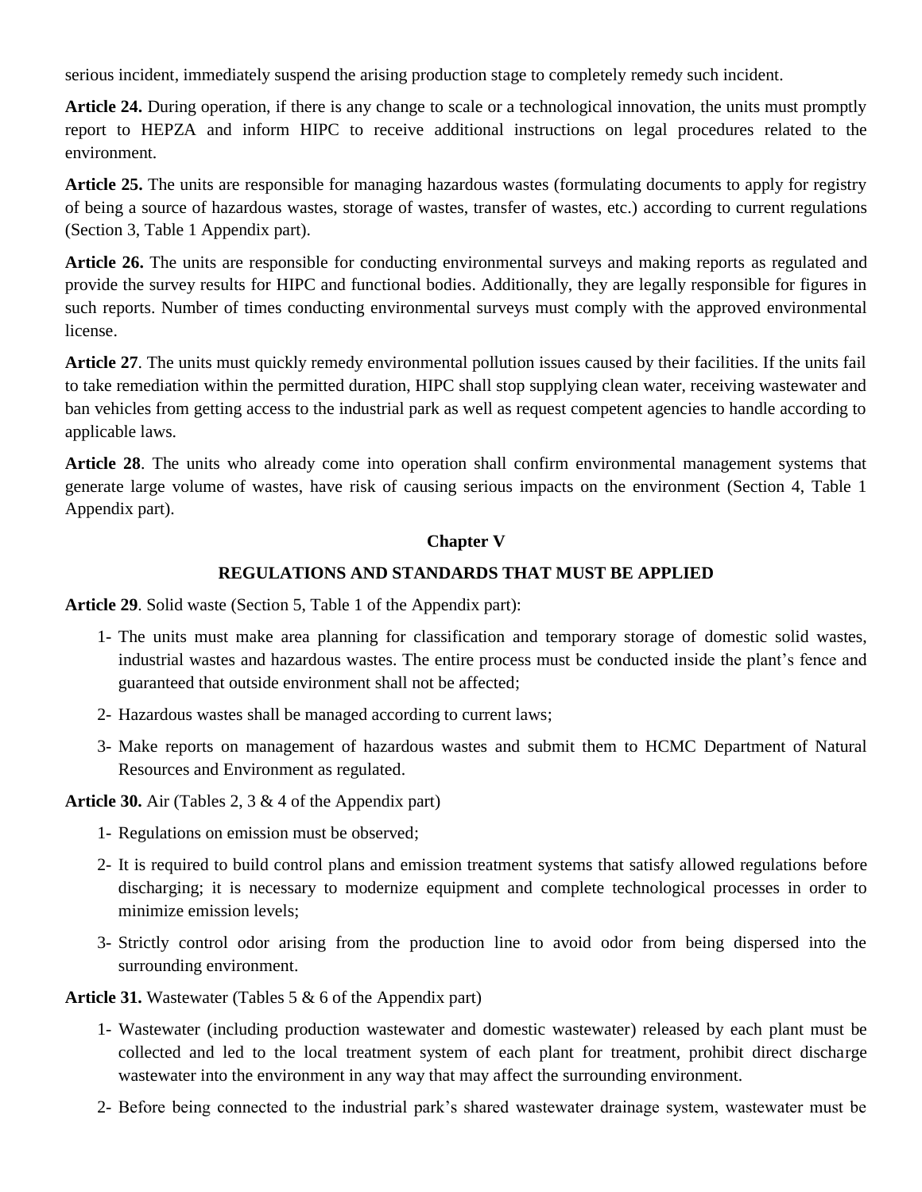serious incident, immediately suspend the arising production stage to completely remedy such incident.

**Article 24.** During operation, if there is any change to scale or a technological innovation, the units must promptly report to HEPZA and inform HIPC to receive additional instructions on legal procedures related to the environment.

**Article 25.** The units are responsible for managing hazardous wastes (formulating documents to apply for registry of being a source of hazardous wastes, storage of wastes, transfer of wastes, etc.) according to current regulations (Section 3, Table 1 Appendix part).

**Article 26.** The units are responsible for conducting environmental surveys and making reports as regulated and provide the survey results for HIPC and functional bodies. Additionally, they are legally responsible for figures in such reports. Number of times conducting environmental surveys must comply with the approved environmental license.

**Article 27**. The units must quickly remedy environmental pollution issues caused by their facilities. If the units fail to take remediation within the permitted duration, HIPC shall stop supplying clean water, receiving wastewater and ban vehicles from getting access to the industrial park as well as request competent agencies to handle according to applicable laws.

**Article 28**. The units who already come into operation shall confirm environmental management systems that generate large volume of wastes, have risk of causing serious impacts on the environment (Section 4, Table 1 Appendix part).

## Chapter V

## REGULATIONS AND STANDARDS THAT MUST BE APPLIED

**Article 29**. Solid waste (Section 5, Table 1 of the Appendix part):

1- The units must make area planning for classification and temporary storage of domestic solid wastes, industrial wastes and hazardous wastes. The entire process must be conducted inside the plant's fence and guaranteed that outside environment shall not be affected;

2- Hazardous wastes shall be managed according to current laws;

3- Make reports on management of hazardous wastes and submit them to HCMC Department of Natural Resources and Environment as regulated.

**Article 30.** Air (Tables 2, 3 & 4 of the Appendix part)

1- Regulations on emission must be observed;

2- It is required to build control plans and emission treatment systems that satisfy allowed regulations before discharging; it is necessary to modernize equipment and complete technological processes in order to minimize emission levels;

3- Strictly control odor arising from the production line to avoid odor from being dispersed into the surrounding environment.

**Article 31.** Wastewater (Tables 5 & 6 of the Appendix part)

1- Wastewater (including production wastewater and domestic wastewater) released by each plant must be collected and led to the local treatment system of each plant for treatment, prohibit direct discharge wastewater into the environment in any way that may affect the surrounding environment.

2- Before being connected to the industrial park's shared wastewater drainage system, wastewater must be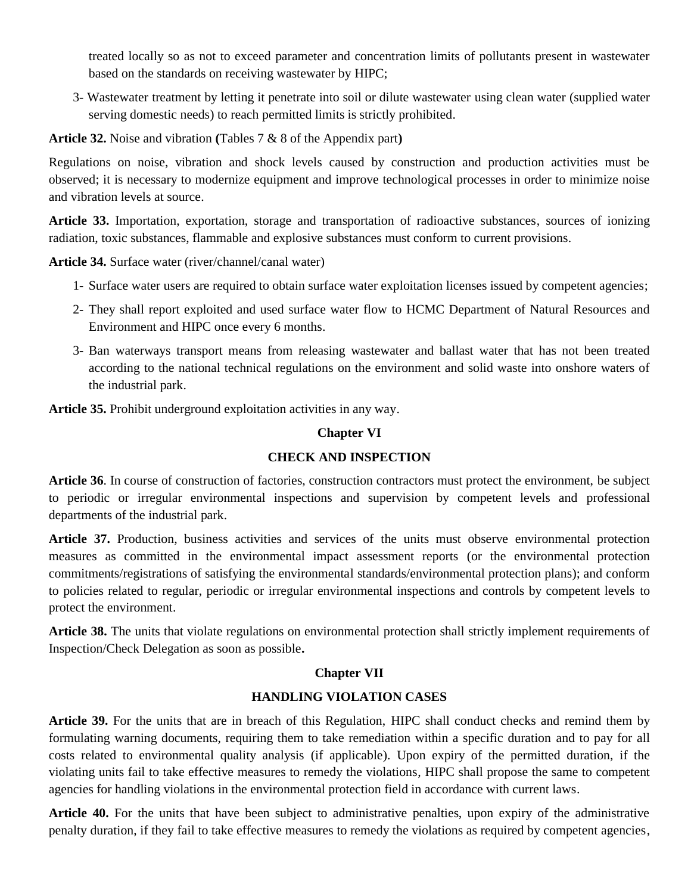treated locally so as not to exceed parameter and concentration limits of pollutants present in wastewater based on the standards on receiving wastewater by HIPC;

3- Wastewater treatment by letting it penetrate into soil or dilute wastewater using clean water (supplied water serving domestic needs) to reach permitted limits is strictly prohibited.

**Article 32.** Noise and vibration **(**Tables 7 & 8 of the Appendix part**)**

Regulations on noise, vibration and shock levels caused by construction and production activities must be observed; it is necessary to modernize equipment and improve technological processes in order to minimize noise and vibration levels at source.

**Article 33.** Importation, exportation, storage and transportation of radioactive substances, sources of ionizing radiation, toxic substances, flammable and explosive substances must conform to current provisions.

**Article 34.** Surface water (river/channel/canal water)

1- Surface water users are required to obtain surface water exploitation licenses issued by competent agencies;

2- They shall report exploited and used surface water flow to HCMC Department of Natural Resources and Environment and HIPC once every 6 months.

3- Ban waterways transport means from releasing wastewater and ballast water that has not been treated according to the national technical regulations on the environment and solid waste into onshore waters of the industrial park.

**Article 35.** Prohibit underground exploitation activities in any way.

## Chapter VI

## CHECK AND INSPECTION

**Article 36**. In course of construction of factories, construction contractors must protect the environment, be subject to periodic or irregular environmental inspections and supervision by competent levels and professional departments of the industrial park.

**Article 37.** Production, business activities and services of the units must observe environmental protection measures as committed in the environmental impact assessment reports (or the environmental protection commitments/registrations of satisfying the environmental standards/environmental protection plans); and conform to policies related to regular, periodic or irregular environmental inspections and controls by competent levels to protect the environment.

**Article 38.** The units that violate regulations on environmental protection shall strictly implement requirements of Inspection/Check Delegation as soon as possible**.**

## Chapter VII

## HANDLING VIOLATION CASES

**Article 39.** For the units that are in breach of this Regulation, HIPC shall conduct checks and remind them by formulating warning documents, requiring them to take remediation within a specific duration and to pay for all costs related to environmental quality analysis (if applicable). Upon expiry of the permitted duration, if the violating units fail to take effective measures to remedy the violations, HIPC shall propose the same to competent agencies for handling violations in the environmental protection field in accordance with current laws.

**Article 40.** For the units that have been subject to administrative penalties, upon expiry of the administrative penalty duration, if they fail to take effective measures to remedy the violations as required by competent agencies,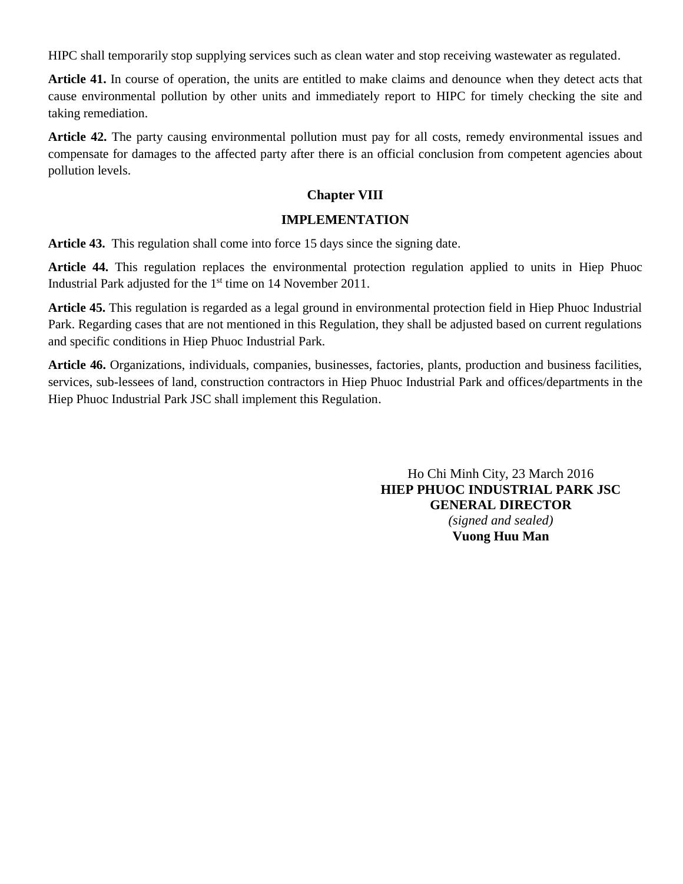HIPC shall temporarily stop supplying services such as clean water and stop receiving wastewater as regulated.

**Article 41.** In course of operation, the units are entitled to make claims and denounce when they detect acts that cause environmental pollution by other units and immediately report to HIPC for timely checking the site and taking remediation.

**Article 42.** The party causing environmental pollution must pay for all costs, remedy environmental issues and compensate for damages to the affected party after there is an official conclusion from competent agencies about pollution levels.

## Chapter VIII

## IMPLEMENTATION

**Article 43.** This regulation shall come into force 15 days since the signing date.

**Article 44.** This regulation replaces the environmental protection regulation applied to units in Hiep Phuoc Industrial Park adjusted for the 1st time on 14 November 2011.

**Article 45.** This regulation is regarded as a legal ground in environmental protection field in Hiep Phuoc Industrial Park. Regarding cases that are not mentioned in this Regulation, they shall be adjusted based on current regulations and specific conditions in Hiep Phuoc Industrial Park.

**Article 46.** Organizations, individuals, companies, businesses, factories, plants, production and business facilities, services, sub-lessees of land, construction contractors in Hiep Phuoc Industrial Park and offices/departments in the Hiep Phuoc Industrial Park JSC shall implement this Regulation.

Ho Chi Minh City, 23 March 2016

**HIEP PHUOC INDUSTRIAL PARK JSC**

**GENERAL DIRECTOR**

*(signed and sealed)*

**Vuong Huu Man**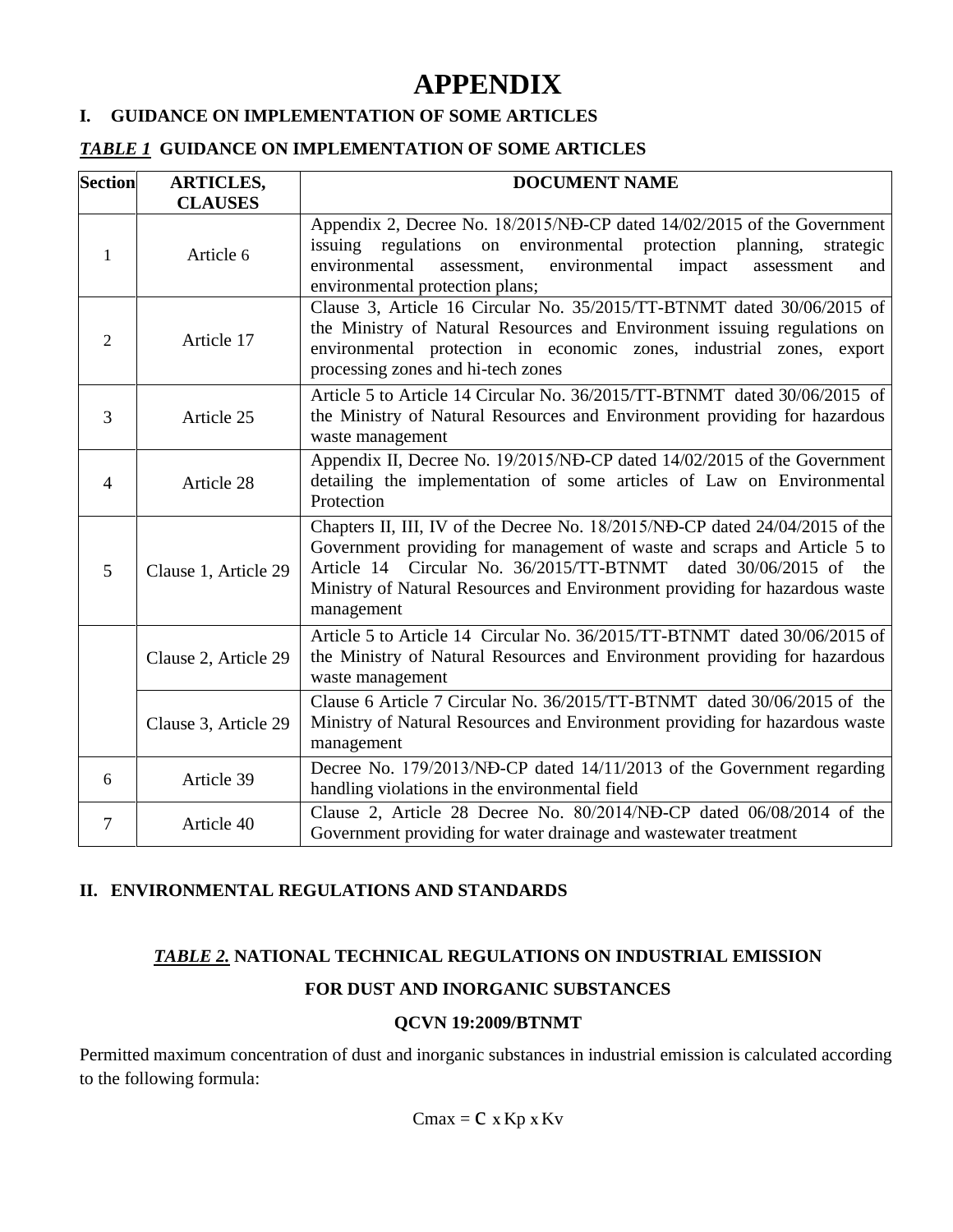# APPENDIX

## I. GUIDANCE ON IMPLEMENTATION OF SOME ARTICLES

***TABLE 1*** **GUIDANCE ON IMPLEMENTATION OF SOME ARTICLES**

| Section | ARTICLES, CLAUSES | DOCUMENT NAME |
|---|---|---|
| 1 | Article 6 | Appendix 2, Decree No. 18/2015/NĐ-CP dated 14/02/2015 of the Government issuing regulations on environmental protection planning, strategic environmental assessment, environmental impact assessment and environmental protection plans; |
| 2 | Article 17 | Clause 3, Article 16 Circular No. 35/2015/TT-BTNMT dated 30/06/2015 of the Ministry of Natural Resources and Environment issuing regulations on environmental protection in economic zones, industrial zones, export processing zones and hi-tech zones |
| 3 | Article 25 | Article 5 to Article 14 Circular No. 36/2015/TT-BTNMT dated 30/06/2015 of the Ministry of Natural Resources and Environment providing for hazardous waste management |
| 4 | Article 28 | Appendix II, Decree No. 19/2015/NĐ-CP dated 14/02/2015 of the Government detailing the implementation of some articles of Law on Environmental Protection |
| 5 | Clause 1, Article 29 | Chapters II, III, IV of the Decree No. 18/2015/NĐ-CP dated 24/04/2015 of the Government providing for management of waste and scraps and Article 5 to Article 14 Circular No. 36/2015/TT-BTNMT dated 30/06/2015 of the Ministry of Natural Resources and Environment providing for hazardous waste management |
| | Clause 2, Article 29 | Article 5 to Article 14 Circular No. 36/2015/TT-BTNMT dated 30/06/2015 of the Ministry of Natural Resources and Environment providing for hazardous waste management |
| | Clause 3, Article 29 | Clause 6 Article 7 Circular No. 36/2015/TT-BTNMT dated 30/06/2015 of the Ministry of Natural Resources and Environment providing for hazardous waste management |
| 6 | Article 39 | Decree No. 179/2013/NĐ-CP dated 14/11/2013 of the Government regarding handling violations in the environmental field |
| 7 | Article 40 | Clause 2, Article 28 Decree No. 80/2014/NĐ-CP dated 06/08/2014 of the Government providing for water drainage and wastewater treatment |

## II. ENVIRONMENTAL REGULATIONS AND STANDARDS

***TABLE 2.*** **NATIONAL TECHNICAL REGULATIONS ON INDUSTRIAL EMISSION FOR DUST AND INORGANIC SUBSTANCES**

**QCVN 19:2009/BTNMT**

Permitted maximum concentration of dust and inorganic substances in industrial emission is calculated according to the following formula:

$$C_{max} = C \times K_p \times K_v$$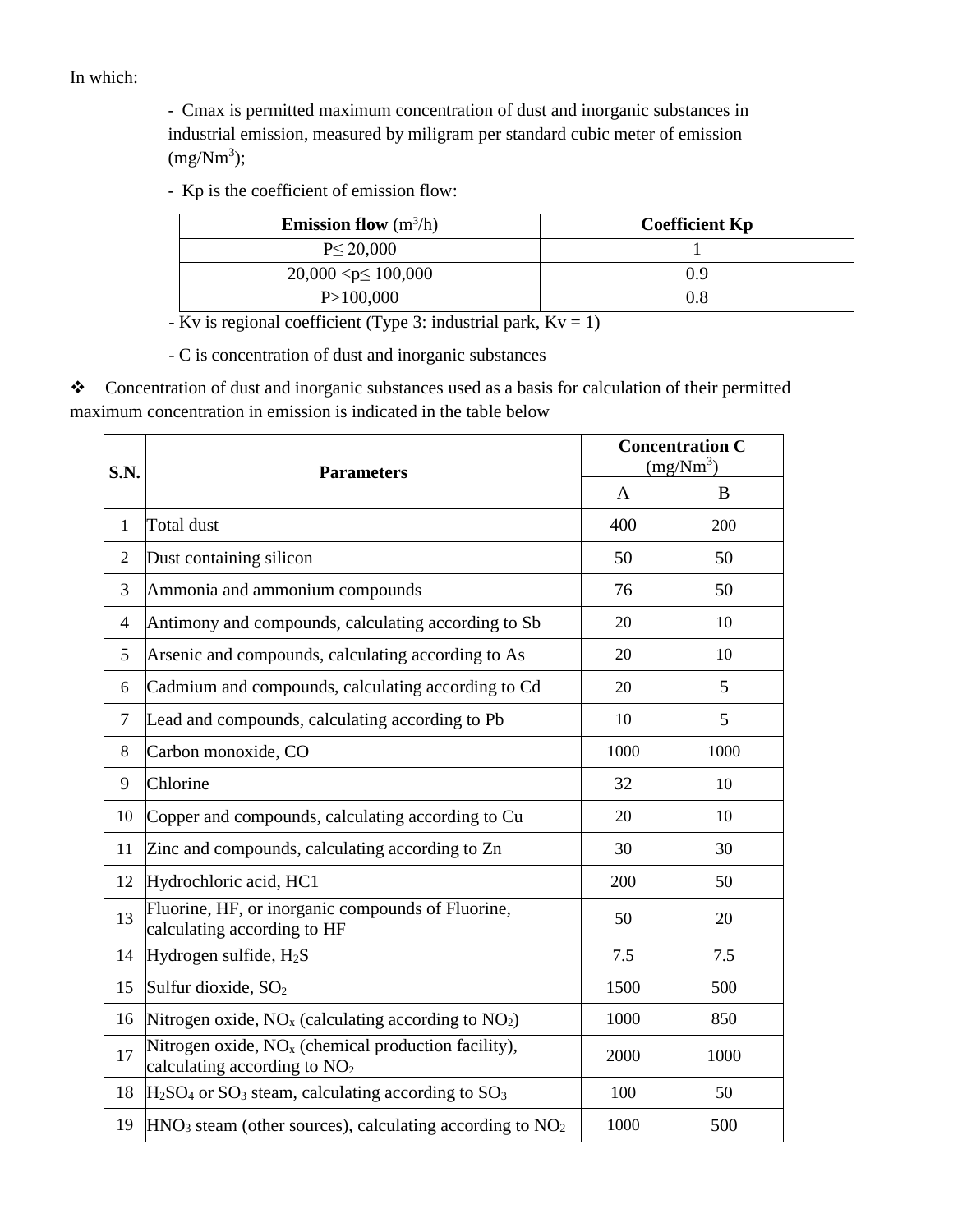In which:

- $C_{max}$ is permitted maximum concentration of dust and inorganic substances in industrial emission, measured by miligram per standard cubic meter of emission (mg/Nm$^3$);

- Kp is the coefficient of emission flow:

| **Emission flow** (m$^3$/h) | **Coefficient Kp** |
|---|---|
| P≤ 20,000 | 1 |
| 20,000 <p≤ 100,000 | 0.9 |
| P>100,000 | 0.8 |

- Kv is regional coefficient (Type 3: industrial park, Kv = 1)

- C is concentration of dust and inorganic substances

❖ Concentration of dust and inorganic substances used as a basis for calculation of their permitted maximum concentration in emission is indicated in the table below

| **S.N.** | **Parameters** | **Concentration C** (mg/Nm$^3$) | |
|---|---|---|---|
| | | A | B |
| 1 | Total dust | 400 | 200 |
| 2 | Dust containing silicon | 50 | 50 |
| 3 | Ammonia and ammonium compounds | 76 | 50 |
| 4 | Antimony and compounds, calculating according to Sb | 20 | 10 |
| 5 | Arsenic and compounds, calculating according to As | 20 | 10 |
| 6 | Cadmium and compounds, calculating according to Cd | 20 | 5 |
| 7 | Lead and compounds, calculating according to Pb | 10 | 5 |
| 8 | Carbon monoxide, CO | 1000 | 1000 |
| 9 | Chlorine | 32 | 10 |
| 10 | Copper and compounds, calculating according to Cu | 20 | 10 |
| 11 | Zinc and compounds, calculating according to Zn | 30 | 30 |
| 12 | Hydrochloric acid, HC1 | 200 | 50 |
| 13 | Fluorine, HF, or inorganic compounds of Fluorine, calculating according to HF | 50 | 20 |
| 14 | Hydrogen sulfide, $H_2S$ | 7.5 | 7.5 |
| 15 | Sulfur dioxide, $SO_2$ | 1500 | 500 |
| 16 | Nitrogen oxide, $NO_x$ (calculating according to $NO_2$) | 1000 | 850 |
| 17 | Nitrogen oxide, $NO_x$ (chemical production facility), calculating according to $NO_2$ | 2000 | 1000 |
| 18 | $H_2SO_4$ or $SO_3$ steam, calculating according to $SO_3$ | 100 | 50 |
| 19 | $HNO_3$ steam (other sources), calculating according to $NO_2$ | 1000 | 500 |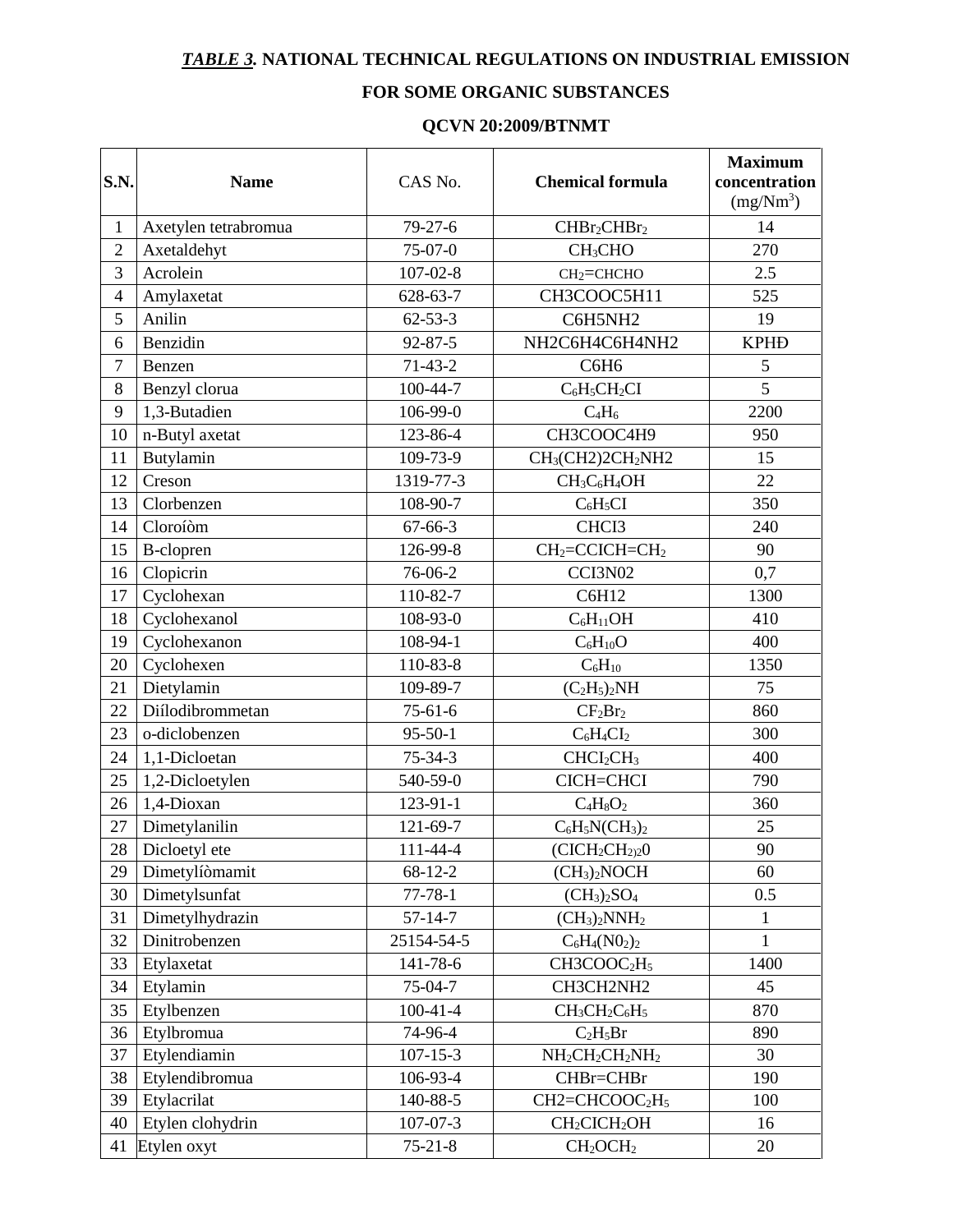***TABLE 3.*** **NATIONAL TECHNICAL REGULATIONS ON INDUSTRIAL EMISSION FOR SOME ORGANIC SUBSTANCES**

**QCVN 20:2009/BTNMT**

| S.N. | Name | CAS No. | Chemical formula | Maximum concentration (mg/Nm$^3$) |
|---|---|---|---|---|
| 1 | Axetylen tetrabromua | 79-27-6 | $CHBr_2CHBr_2$ | 14 |
| 2 | Axetaldehyt | 75-07-0 | $CH_3CHO$ | 270 |
| 3 | Acrolein | 107-02-8 | $CH_2$=CHCHO | 2.5 |
| 4 | Amylaxetat | 628-63-7 | CH3COOC5H11 | 525 |
| 5 | Anilin | 62-53-3 | C6H5NH2 | 19 |
| 6 | Benzidin | 92-87-5 | NH2C6H4C6H4NH2 | KPHĐ |
| 7 | Benzen | 71-43-2 | C6H6 | 5 |
| 8 | Benzyl clorua | 100-44-7 | $C_6H_5CH_2CI$ | 5 |
| 9 | 1,3-Butadien | 106-99-0 | $C_4H_6$ | 2200 |
| 10 | n-Butyl axetat | 123-86-4 | CH3COOC4H9 | 950 |
| 11 | Butylamin | 109-73-9 | $CH_3$(CH2)2$CH_2$NH2 | 15 |
| 12 | Creson | 1319-77-3 | $CH_3C_6H_4OH$ | 22 |
| 13 | Clorbenzen | 108-90-7 | $C_6H_5CI$ | 350 |
| 14 | Cloroíòm | 67-66-3 | CHCI3 | 240 |
| 15 | B-clopren | 126-99-8 | $CH_2$=CCICH=$CH_2$ | 90 |
| 16 | Clopicrin | 76-06-2 | CCI3N02 | 0,7 |
| 17 | Cyclohexan | 110-82-7 | C6H12 | 1300 |
| 18 | Cyclohexanol | 108-93-0 | $C_6H_{11}OH$ | 410 |
| 19 | Cyclohexanon | 108-94-1 | $C_6H_{10}O$ | 400 |
| 20 | Cyclohexen | 110-83-8 | $C_6H_{10}$ | 1350 |
| 21 | Dietylamin | 109-89-7 | $(C_2H_5)_2NH$ | 75 |
| 22 | Diílodibrommetan | 75-61-6 | $CF_2Br_2$ | 860 |
| 23 | o-diclobenzen | 95-50-1 | $C_6H_4CI_2$ | 300 |
| 24 | 1,1-Dicloetan | 75-34-3 | $CHCI_2CH_3$ | 400 |
| 25 | 1,2-Dicloetylen | 540-59-0 | CICH=CHCI | 790 |
| 26 | 1,4-Dioxan | 123-91-1 | $C_4H_8O_2$ | 360 |
| 27 | Dimetylanilin | 121-69-7 | $C_6H_5N(CH_3)_2$ | 25 |
| 28 | Dicloetyl ete | 111-44-4 | $(CICH_2CH_2)_20$ | 90 |
| 29 | Dimetylíòmamit | 68-12-2 | $(CH_3)_2$NOCH | 60 |
| 30 | Dimetylsunfat | 77-78-1 | $(CH_3)_2SO_4$ | 0.5 |
| 31 | Dimetylhydrazin | 57-14-7 | $(CH_3)_2NNH_2$ | 1 |
| 32 | Dinitrobenzen | 25154-54-5 | $C_6H_4(N0_2)_2$ | 1 |
| 33 | Etylaxetat | 141-78-6 | CH3COO$C_2H_5$ | 1400 |
| 34 | Etylamin | 75-04-7 | CH3CH2NH2 | 45 |
| 35 | Etylbenzen | 100-41-4 | $CH_3CH_2C_6H_5$ | 870 |
| 36 | Etylbromua | 74-96-4 | $C_2H_5Br$ | 890 |
| 37 | Etylendiamin | 107-15-3 | $NH_2CH_2CH_2NH_2$ | 30 |
| 38 | Etylendibromua | 106-93-4 | CHBr=CHBr | 190 |
| 39 | Etylacrilat | 140-88-5 | CH2=CHCOO$C_2H_5$ | 100 |
| 40 | Etylen clohydrin | 107-07-3 | $CH_2CICH_2OH$ | 16 |
| 41 | Etylen oxyt | 75-21-8 | $CH_2OCH_2$ | 20 |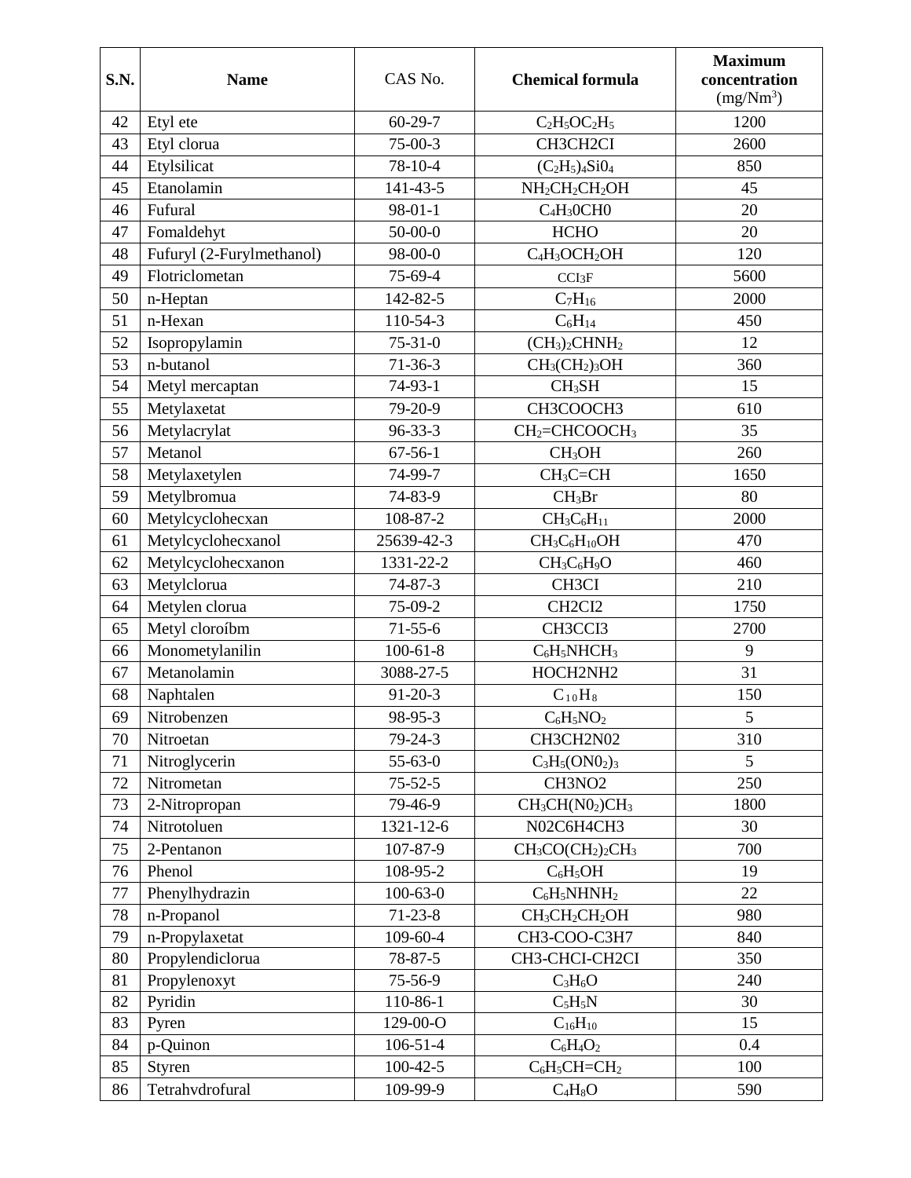| S.N. | Name | CAS No. | Chemical formula | Maximum concentration ($mg/Nm^3$) |
|---|---|---|---|---|
| 42 | Etyl ete | 60-29-7 | $C_2H_5OC_2H_5$ | 1200 |
| 43 | Etyl clorua | 75-00-3 | CH3CH2CI | 2600 |
| 44 | Etylsilicat | 78-10-4 | $(C_2H_5)_4Si0_4$ | 850 |
| 45 | Etanolamin | 141-43-5 | $NH_2CH_2CH_2OH$ | 45 |
| 46 | Fufural | 98-01-1 | $C_4H_30CH0$ | 20 |
| 47 | Fomaldehyt | 50-00-0 | HCHO | 20 |
| 48 | Fufuryl (2-Furylmethanol) | 98-00-0 | $C_4H_3OCH_2OH$ | 120 |
| 49 | Flotriclometan | 75-69-4 | CCI3F | 5600 |
| 50 | n-Heptan | 142-82-5 | $C_7H_{16}$ | 2000 |
| 51 | n-Hexan | 110-54-3 | $C_6H_{14}$ | 450 |
| 52 | Isopropylamin | 75-31-0 | $(CH_3)_2CHNH_2$ | 12 |
| 53 | n-butanol | 71-36-3 | $CH_3(CH_2)_3OH$ | 360 |
| 54 | Metyl mercaptan | 74-93-1 | $CH_3SH$ | 15 |
| 55 | Metylaxetat | 79-20-9 | CH3COOCH3 | 610 |
| 56 | Metylacrylat | 96-33-3 | $CH_2$=$CHCOOCH_3$ | 35 |
| 57 | Metanol | 67-56-1 | $CH_3OH$ | 260 |
| 58 | Metylaxetylen | 74-99-7 | $CH_3C$=CH | 1650 |
| 59 | Metylbromua | 74-83-9 | $CH_3Br$ | 80 |
| 60 | Metylcyclohecxan | 108-87-2 | $CH_3C_6H_{11}$ | 2000 |
| 61 | Metylcyclohecxanol | 25639-42-3 | $CH_3C_6H_{10}OH$ | 470 |
| 62 | Metylcyclohecxanon | 1331-22-2 | $CH_3C_6H_9O$ | 460 |
| 63 | Metylclorua | 74-87-3 | CH3CI | 210 |
| 64 | Metylen clorua | 75-09-2 | CH2CI2 | 1750 |
| 65 | Metyl cloroíbm | 71-55-6 | CH3CCI3 | 2700 |
| 66 | Monometylanilin | 100-61-8 | $C_6H_5NHCH_3$ | 9 |
| 67 | Metanolamin | 3088-27-5 | HOCH2NH2 | 31 |
| 68 | Naphtalen | 91-20-3 | $C_{10}H_8$ | 150 |
| 69 | Nitrobenzen | 98-95-3 | $C_6H_5NO_2$ | 5 |
| 70 | Nitroetan | 79-24-3 | CH3CH2N02 | 310 |
| 71 | Nitroglycerin | 55-63-0 | $C_3H_5(ON0_2)_3$ | 5 |
| 72 | Nitrometan | 75-52-5 | CH3NO2 | 250 |
| 73 | 2-Nitropropan | 79-46-9 | $CH_3CH(N0_2)CH_3$ | 1800 |
| 74 | Nitrotoluen | 1321-12-6 | N02C6H4CH3 | 30 |
| 75 | 2-Pentanon | 107-87-9 | $CH_3CO(CH_2)_2CH_3$ | 700 |
| 76 | Phenol | 108-95-2 | $C_6H_5OH$ | 19 |
| 77 | Phenylhydrazin | 100-63-0 | $C_6H_5NHNH_2$ | 22 |
| 78 | n-Propanol | 71-23-8 | $CH_3CH_2CH_2OH$ | 980 |
| 79 | n-Propylaxetat | 109-60-4 | CH3-COO-C3H7 | 840 |
| 80 | Propylendiclorua | 78-87-5 | CH3-CHCI-CH2CI | 350 |
| 81 | Propylenoxyt | 75-56-9 | $C_3H_6O$ | 240 |
| 82 | Pyridin | 110-86-1 | $C_5H_5N$ | 30 |
| 83 | Pyren | 129-00-O | $C_{16}H_{10}$ | 15 |
| 84 | p-Quinon | 106-51-4 | $C_6H_4O_2$ | 0.4 |
| 85 | Styren | 100-42-5 | $C_6H_5CH$=$CH_2$ | 100 |
| 86 | Tetrahvdrofural | 109-99-9 | $C_4H_8O$ | 590 |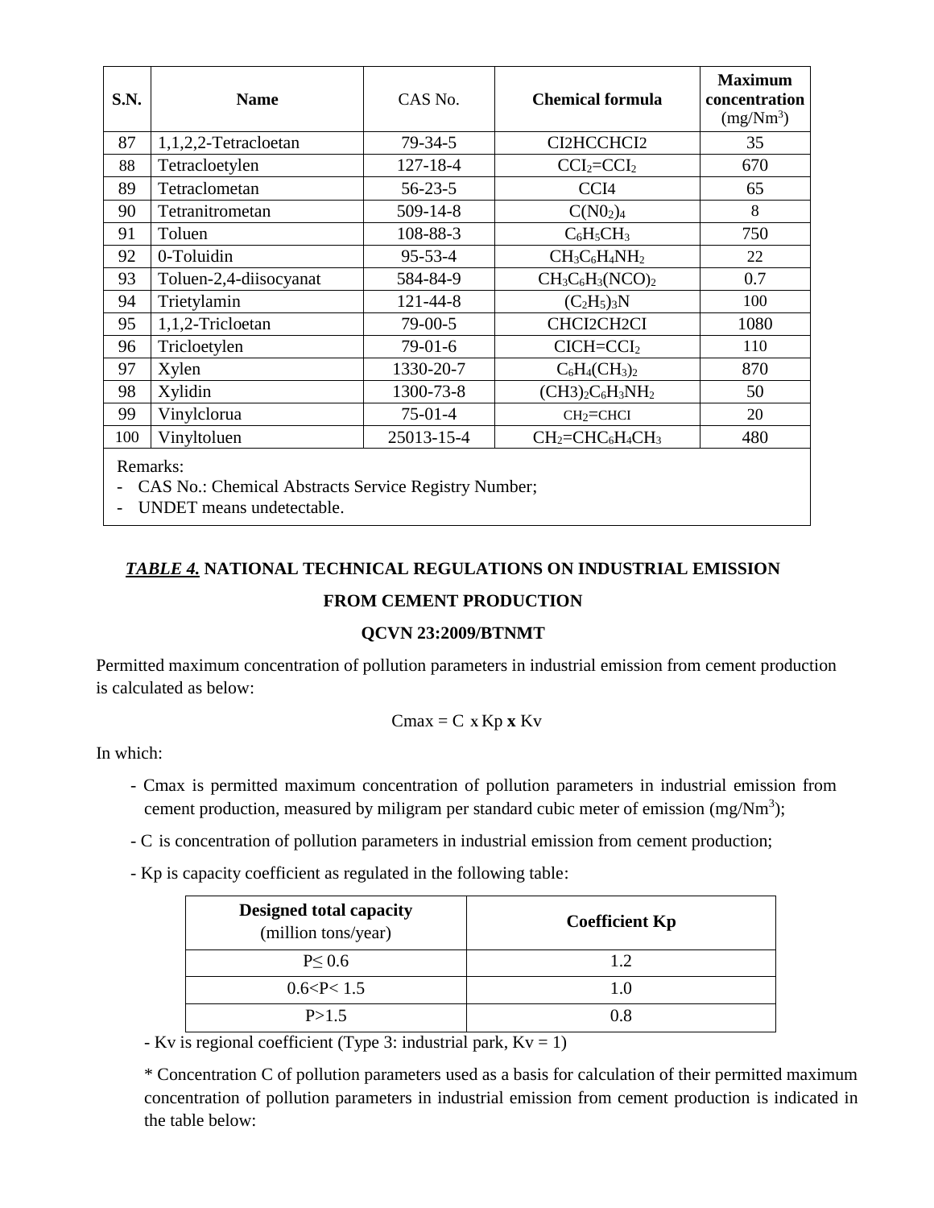| S.N. | Name | CAS No. | Chemical formula | Maximum concentration (mg/Nm$^3$) |
|---|---|---|---|---|
| 87 | 1,1,2,2-Tetracloetan | 79-34-5 | CI2HCCHCI2 | 35 |
| 88 | Tetracloetylen | 127-18-4 | $CCI_2$=$CCI_2$ | 670 |
| 89 | Tetraclometan | 56-23-5 | CCI4 | 65 |
| 90 | Tetranitrometan | 509-14-8 | $C(N0_2)_4$ | 8 |
| 91 | Toluen | 108-88-3 | $C_6H_5CH_3$ | 750 |
| 92 | 0-Toluidin | 95-53-4 | $CH_3C_6H_4NH_2$ | 22 |
| 93 | Toluen-2,4-diisocyanat | 584-84-9 | $CH_3C_6H_3(NCO)_2$ | 0.7 |
| 94 | Trietylamin | 121-44-8 | $(C_2H_5)_3N$ | 100 |
| 95 | 1,1,2-Tricloetan | 79-00-5 | CHCI2CH2CI | 1080 |
| 96 | Tricloetylen | 79-01-6 | CICH=$CCI_2$ | 110 |
| 97 | Xylen | 1330-20-7 | $C_6H_4(CH_3)_2$ | 870 |
| 98 | Xylidin | 1300-73-8 | (CH3)$_2C_6H_3NH_2$ | 50 |
| 99 | Vinylclorua | 75-01-4 | CH2=CHCI | 20 |
| 100 | Vinyltoluen | 25013-15-4 | $CH_2$=$CHC_6H_4CH_3$ | 480 |

Remarks:
- CAS No.: Chemical Abstracts Service Registry Number;
- UNDET means undetectable.

## ***TABLE 4.*** NATIONAL TECHNICAL REGULATIONS ON INDUSTRIAL EMISSION FROM CEMENT PRODUCTION

## QCVN 23:2009/BTNMT

Permitted maximum concentration of pollution parameters in industrial emission from cement production is calculated as below:

$$C_{max} = C \times K_p \times K_v$$

In which:

- Cmax is permitted maximum concentration of pollution parameters in industrial emission from cement production, measured by miligram per standard cubic meter of emission (mg/Nm$^3$);
- C is concentration of pollution parameters in industrial emission from cement production;
- Kp is capacity coefficient as regulated in the following table:

| Designed total capacity (million tons/year) | Coefficient Kp |
|---|---|
| $P \leq 0.6$ | 1.2 |
| $0.6 < P < 1.5$ | 1.0 |
| $P > 1.5$ | 0.8 |

- Kv is regional coefficient (Type 3: industrial park, Kv = 1)

\* Concentration C of pollution parameters used as a basis for calculation of their permitted maximum concentration of pollution parameters in industrial emission from cement production is indicated in the table below: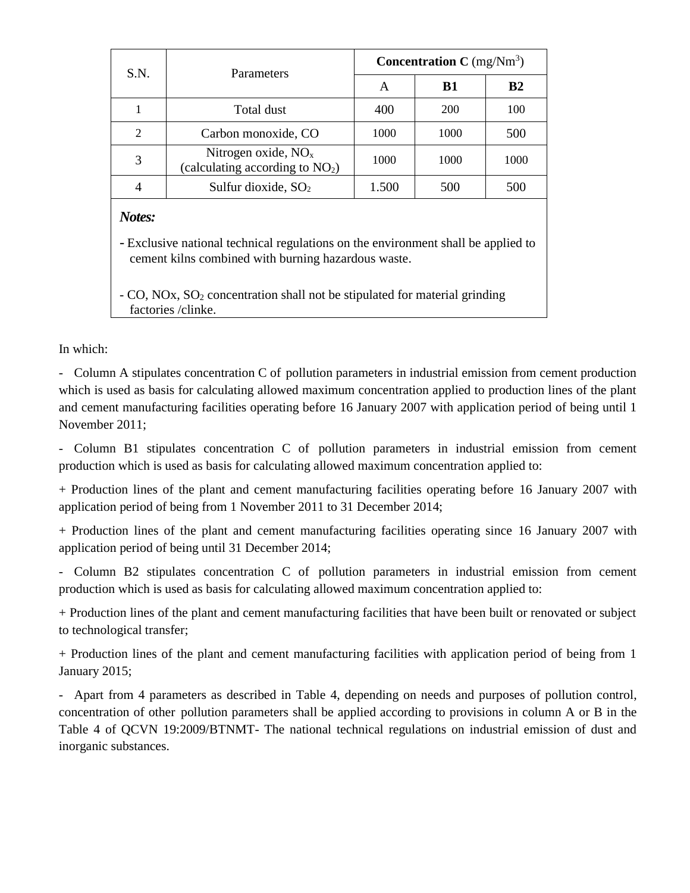| S.N. | Parameters | **Concentration C** ($mg/Nm^3$) | | |
|---|---|---|---|---|
| | | A | **B1** | **B2** |
| 1 | Total dust | 400 | 200 | 100 |
| 2 | Carbon monoxide, CO | 1000 | 1000 | 500 |
| 3 | Nitrogen oxide, $NO_x$ (calculating according to $NO_2$) | 1000 | 1000 | 1000 |
| 4 | Sulfur dioxide, $SO_2$ | 1.500 | 500 | 500 |

***Notes:***

- Exclusive national technical regulations on the environment shall be applied to cement kilns combined with burning hazardous waste.

- CO, NOx, $SO_2$ concentration shall not be stipulated for material grinding factories /clinke.

In which:

- Column A stipulates concentration C of pollution parameters in industrial emission from cement production which is used as basis for calculating allowed maximum concentration applied to production lines of the plant and cement manufacturing facilities operating before 16 January 2007 with application period of being until 1 November 2011;

- Column B1 stipulates concentration C of pollution parameters in industrial emission from cement production which is used as basis for calculating allowed maximum concentration applied to:

+ Production lines of the plant and cement manufacturing facilities operating before 16 January 2007 with application period of being from 1 November 2011 to 31 December 2014;

+ Production lines of the plant and cement manufacturing facilities operating since 16 January 2007 with application period of being until 31 December 2014;

- Column B2 stipulates concentration C of pollution parameters in industrial emission from cement production which is used as basis for calculating allowed maximum concentration applied to:

+ Production lines of the plant and cement manufacturing facilities that have been built or renovated or subject to technological transfer;

+ Production lines of the plant and cement manufacturing facilities with application period of being from 1 January 2015;

- Apart from 4 parameters as described in Table 4, depending on needs and purposes of pollution control, concentration of other pollution parameters shall be applied according to provisions in column A or B in the Table 4 of QCVN 19:2009/BTNMT- The national technical regulations on industrial emission of dust and inorganic substances.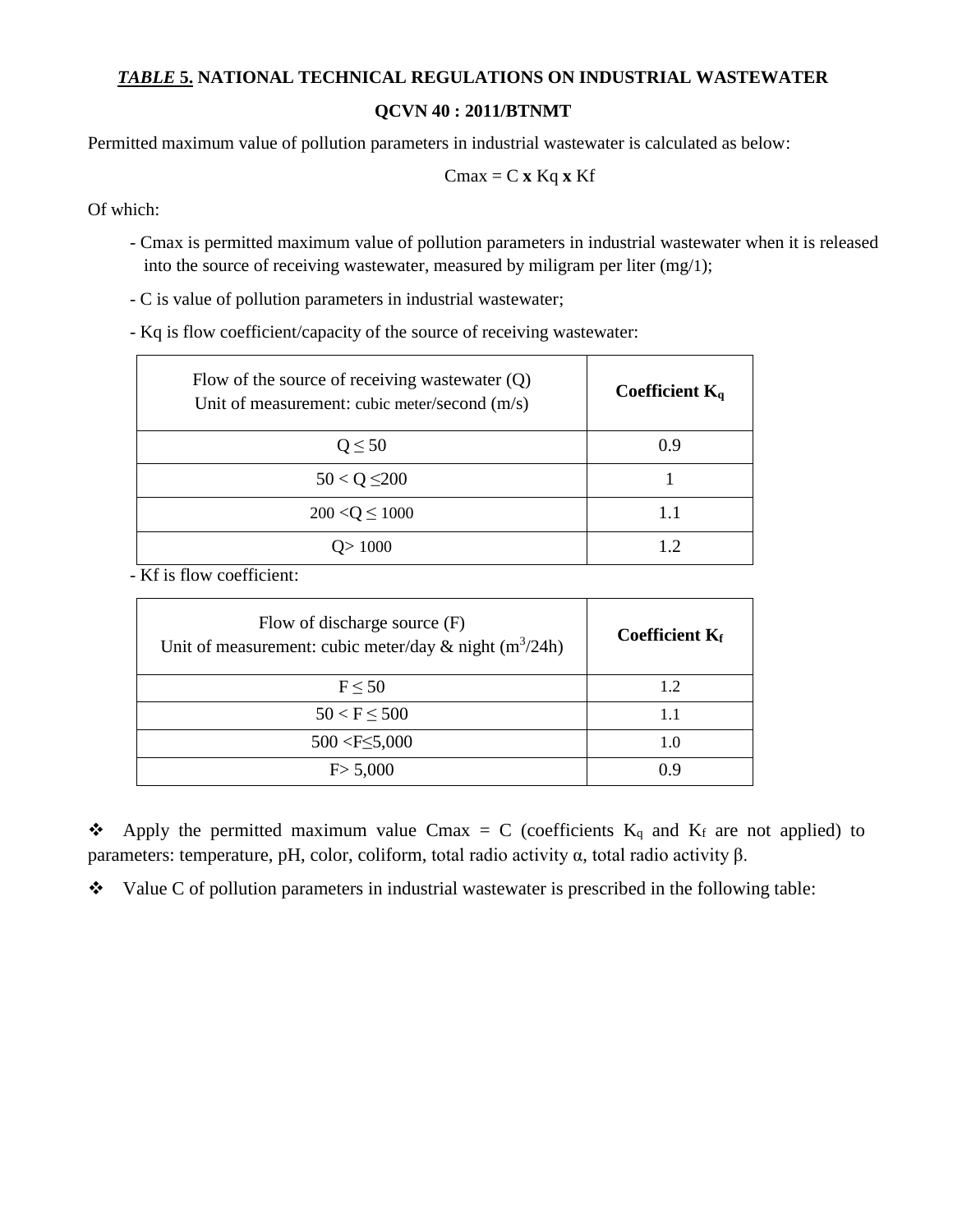***TABLE* 5. NATIONAL TECHNICAL REGULATIONS ON INDUSTRIAL WASTEWATER**

**QCVN 40 : 2011/BTNMT**

Permitted maximum value of pollution parameters in industrial wastewater is calculated as below:

$$Cmax = C \times Kq \times Kf$$

Of which:

- Cmax is permitted maximum value of pollution parameters in industrial wastewater when it is released into the source of receiving wastewater, measured by miligram per liter (mg/1);
- C is value of pollution parameters in industrial wastewater;
- Kq is flow coefficient/capacity of the source of receiving wastewater:

| Flow of the source of receiving wastewater (Q)<br>Unit of measurement: cubic meter/second (m/s) | **Coefficient $K_q$** |
|---|---|
| $Q \leq 50$ | 0.9 |
| $50 < Q \leq 200$ | 1 |
| $200 < Q \leq 1000$ | 1.1 |
| $Q > 1000$ | 1.2 |

- Kf is flow coefficient:

| Flow of discharge source (F)<br>Unit of measurement: cubic meter/day & night ($m^3$/24h) | **Coefficient $K_f$** |
|---|---|
| $F \leq 50$ | 1.2 |
| $50 < F \leq 500$ | 1.1 |
| $500 < F \leq 5{,}000$ | 1.0 |
| $F > 5{,}000$ | 0.9 |

- ❖ Apply the permitted maximum value Cmax = C (coefficients $K_q$ and $K_f$ are not applied) to parameters: temperature, pH, color, coliform, total radio activity α, total radio activity β.
- ❖ Value C of pollution parameters in industrial wastewater is prescribed in the following table: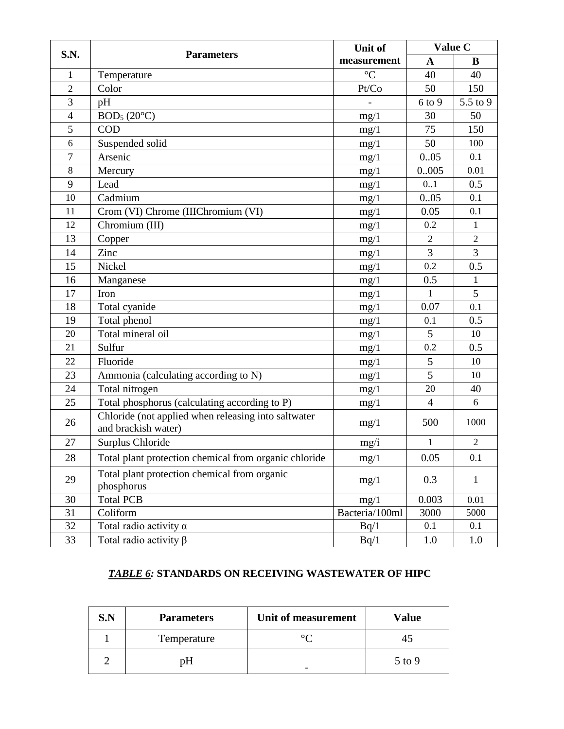| S.N. | Parameters | Unit of measurement | Value C | |
|---|---|---|---|---|
| | | | A | B |
| 1 | Temperature | °C | 40 | 40 |
| 2 | Color | Pt/Co | 50 | 150 |
| 3 | pH | - | 6 to 9 | 5.5 to 9 |
| 4 | $BOD_5$ (20°C) | mg/1 | 30 | 50 |
| 5 | COD | mg/1 | 75 | 150 |
| 6 | Suspended solid | mg/1 | 50 | 100 |
| 7 | Arsenic | mg/1 | 0..05 | 0.1 |
| 8 | Mercury | mg/1 | 0..005 | 0.01 |
| 9 | Lead | mg/1 | 0..1 | 0.5 |
| 10 | Cadmium | mg/1 | 0..05 | 0.1 |
| 11 | Crom (VI) Chrome (IIIChromium (VI) | mg/1 | 0.05 | 0.1 |
| 12 | Chromium (III) | mg/1 | 0.2 | 1 |
| 13 | Copper | mg/1 | 2 | 2 |
| 14 | Zinc | mg/1 | 3 | 3 |
| 15 | Nickel | mg/1 | 0.2 | 0.5 |
| 16 | Manganese | mg/1 | 0.5 | 1 |
| 17 | Iron | mg/1 | 1 | 5 |
| 18 | Total cyanide | mg/1 | 0.07 | 0.1 |
| 19 | Total phenol | mg/1 | 0.1 | 0.5 |
| 20 | Total mineral oil | mg/1 | 5 | 10 |
| 21 | Sulfur | mg/1 | 0.2 | 0.5 |
| 22 | Fluoride | mg/1 | 5 | 10 |
| 23 | Ammonia (calculating according to N) | mg/1 | 5 | 10 |
| 24 | Total nitrogen | mg/1 | 20 | 40 |
| 25 | Total phosphorus (calculating according to P) | mg/1 | 4 | 6 |
| 26 | Chloride (not applied when releasing into saltwater and brackish water) | mg/1 | 500 | 1000 |
| 27 | Surplus Chloride | mg/i | 1 | 2 |
| 28 | Total plant protection chemical from organic chloride | mg/1 | 0.05 | 0.1 |
| 29 | Total plant protection chemical from organic phosphorus | mg/1 | 0.3 | 1 |
| 30 | Total PCB | mg/1 | 0.003 | 0.01 |
| 31 | Coliform | Bacteria/100ml | 3000 | 5000 |
| 32 | Total radio activity α | Bq/1 | 0.1 | 0.1 |
| 33 | Total radio activity β | Bq/1 | 1.0 | 1.0 |

***TABLE 6:*** **STANDARDS ON RECEIVING WASTEWATER OF HIPC**

| S.N | Parameters | Unit of measurement | Value |
|---|---|---|---|
| 1 | Temperature | °C | 45 |
| 2 | pH | - | 5 to 9 |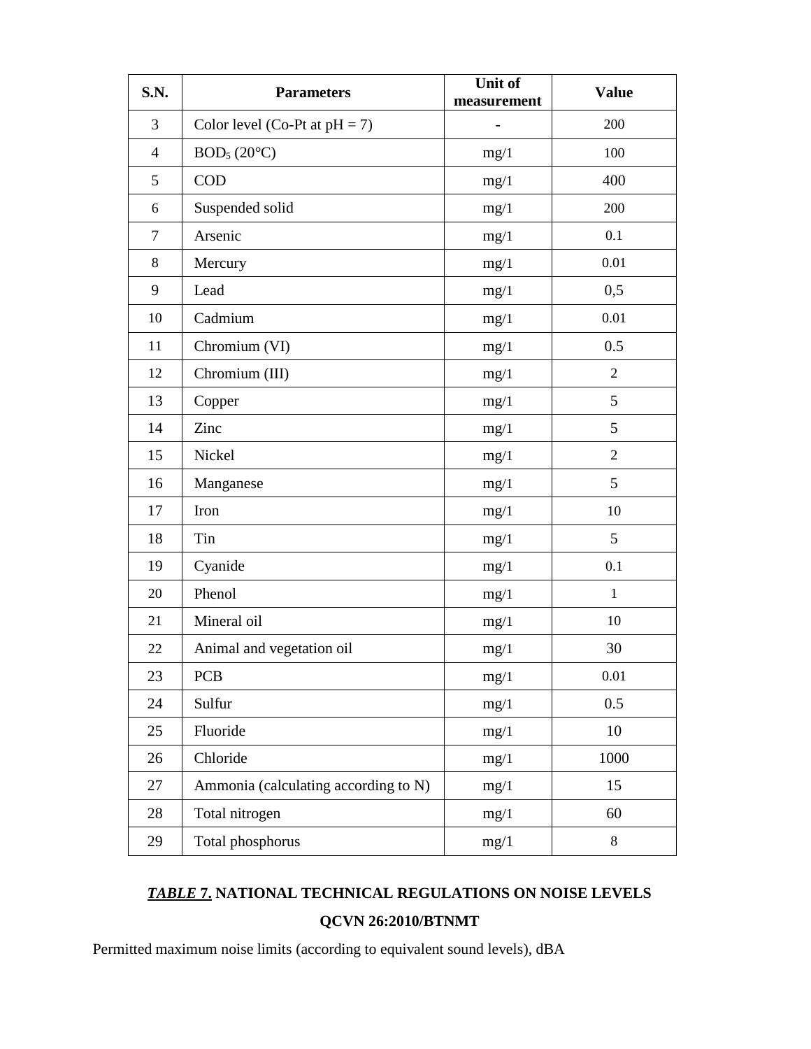| S.N. | Parameters | Unit of measurement | Value |
|---|---|---|---|
| 3 | Color level (Co-Pt at pH = 7) | - | 200 |
| 4 | $BOD_5$ (20°C) | mg/1 | 100 |
| 5 | COD | mg/1 | 400 |
| 6 | Suspended solid | mg/1 | 200 |
| 7 | Arsenic | mg/1 | 0.1 |
| 8 | Mercury | mg/1 | 0.01 |
| 9 | Lead | mg/1 | 0,5 |
| 10 | Cadmium | mg/1 | 0.01 |
| 11 | Chromium (VI) | mg/1 | 0.5 |
| 12 | Chromium (III) | mg/1 | 2 |
| 13 | Copper | mg/1 | 5 |
| 14 | Zinc | mg/1 | 5 |
| 15 | Nickel | mg/1 | 2 |
| 16 | Manganese | mg/1 | 5 |
| 17 | Iron | mg/1 | 10 |
| 18 | Tin | mg/1 | 5 |
| 19 | Cyanide | mg/1 | 0.1 |
| 20 | Phenol | mg/1 | 1 |
| 21 | Mineral oil | mg/1 | 10 |
| 22 | Animal and vegetation oil | mg/1 | 30 |
| 23 | PCB | mg/1 | 0.01 |
| 24 | Sulfur | mg/1 | 0.5 |
| 25 | Fluoride | mg/1 | 10 |
| 26 | Chloride | mg/1 | 1000 |
| 27 | Ammonia (calculating according to N) | mg/1 | 15 |
| 28 | Total nitrogen | mg/1 | 60 |
| 29 | Total phosphorus | mg/1 | 8 |

## ***TABLE* 7. NATIONAL TECHNICAL REGULATIONS ON NOISE LEVELS QCVN 26:2010/BTNMT**

Permitted maximum noise limits (according to equivalent sound levels), dBA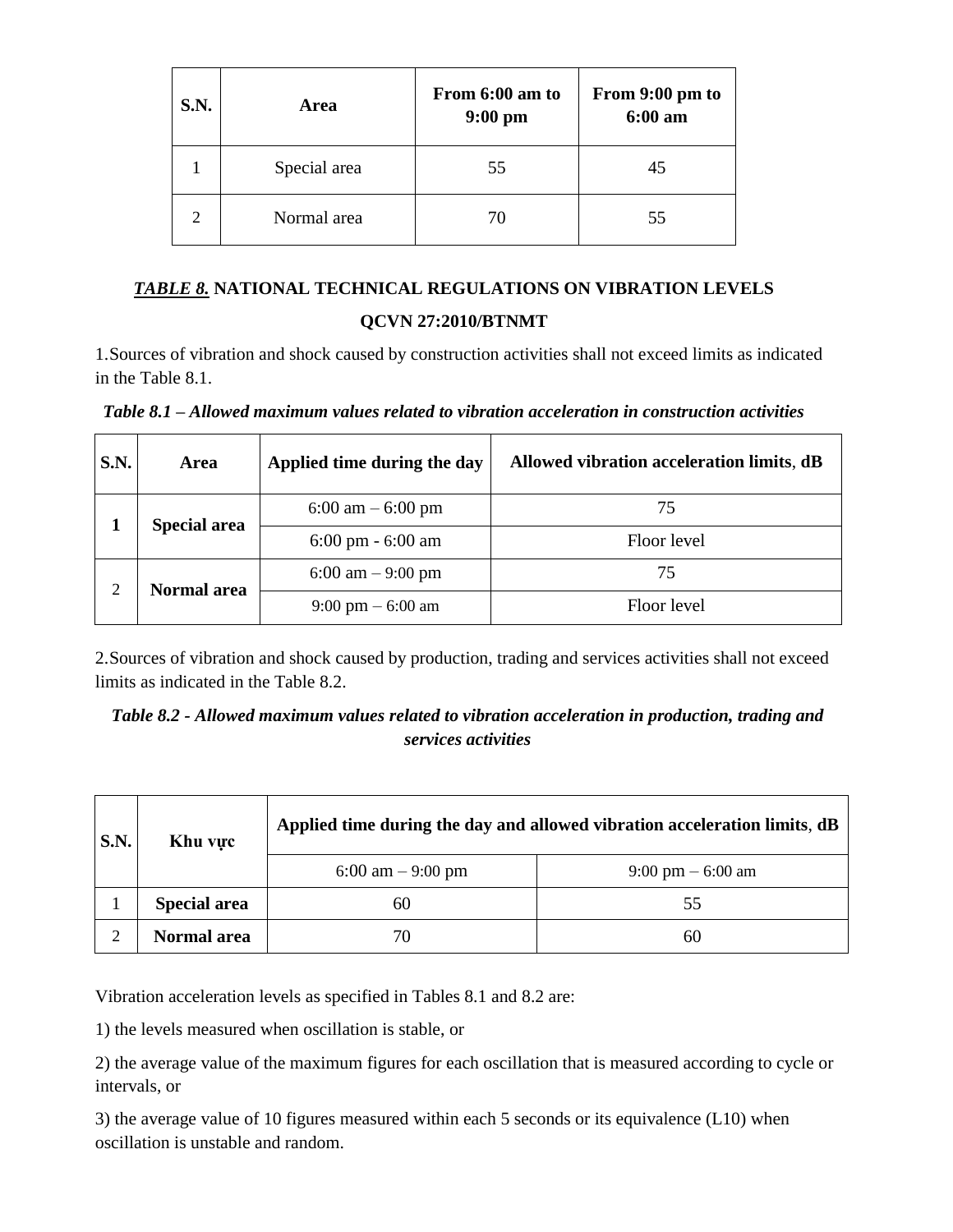| S.N. | Area | From 6:00 am to 9:00 pm | From 9:00 pm to 6:00 am |
|---|---|---|---|
| 1 | Special area | 55 | 45 |
| 2 | Normal area | 70 | 55 |

***TABLE 8.*** **NATIONAL TECHNICAL REGULATIONS ON VIBRATION LEVELS**

**QCVN 27:2010/BTNMT**

1.Sources of vibration and shock caused by construction activities shall not exceed limits as indicated in the Table 8.1.

***Table 8.1 – Allowed maximum values related to vibration acceleration in construction activities***

| S.N. | Area | Applied time during the day | Allowed vibration acceleration limits, dB |
|---|---|---|---|
| **1** | **Special area** | 6:00 am – 6:00 pm | 75 |
| | | 6:00 pm - 6:00 am | Floor level |
| 2 | **Normal area** | 6:00 am – 9:00 pm | 75 |
| | | 9:00 pm – 6:00 am | Floor level |

2.Sources of vibration and shock caused by production, trading and services activities shall not exceed limits as indicated in the Table 8.2.

***Table 8.2 - Allowed maximum values related to vibration acceleration in production, trading and services activities***

| S.N. | Khu vực | Applied time during the day and allowed vibration acceleration limits, dB | |
|---|---|---|---|
| | | 6:00 am – 9:00 pm | 9:00 pm – 6:00 am |
| 1 | **Special area** | 60 | 55 |
| 2 | **Normal area** | 70 | 60 |

Vibration acceleration levels as specified in Tables 8.1 and 8.2 are:

1) the levels measured when oscillation is stable, or

2) the average value of the maximum figures for each oscillation that is measured according to cycle or intervals, or

3) the average value of 10 figures measured within each 5 seconds or its equivalence (L10) when oscillation is unstable and random.